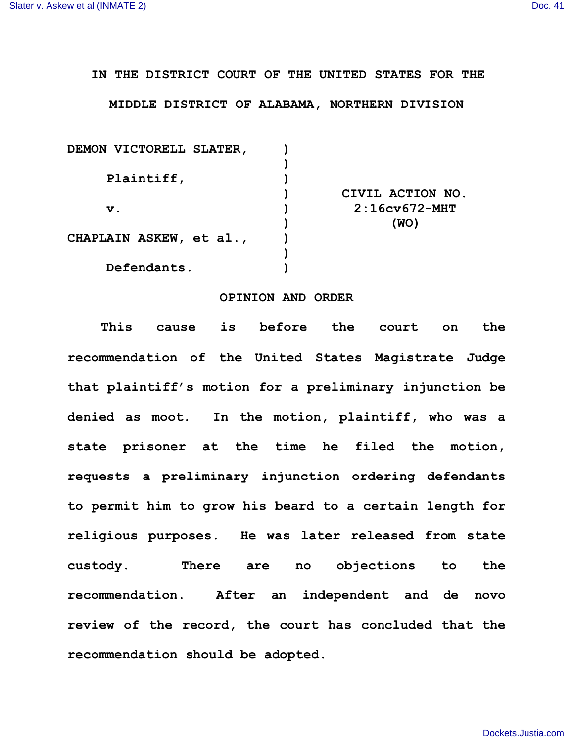IN THE DISTRICT COURT OF THE UNITED STATES FOR THE

MIDDLE DISTRICT OF ALABAMA, NORTHERN DIVISION

| | | |
|---|---|---|
| DEMON VICTORELL SLATER, | ) | |
| Plaintiff, | ) | |
| v. | ) | CIVIL ACTION NO. 2:16cv672-MHT (WO) |
| CHAPLAIN ASKEW, et al., | ) | |
| Defendants. | ) | |

## OPINION AND ORDER

This cause is before the court on the recommendation of the United States Magistrate Judge that plaintiff's motion for a preliminary injunction be denied as moot. In the motion, plaintiff, who was a state prisoner at the time he filed the motion, requests a preliminary injunction ordering defendants to permit him to grow his beard to a certain length for religious purposes. He was later released from state custody. There are no objections to the recommendation. After an independent and de novo review of the record, the court has concluded that the recommendation should be adopted.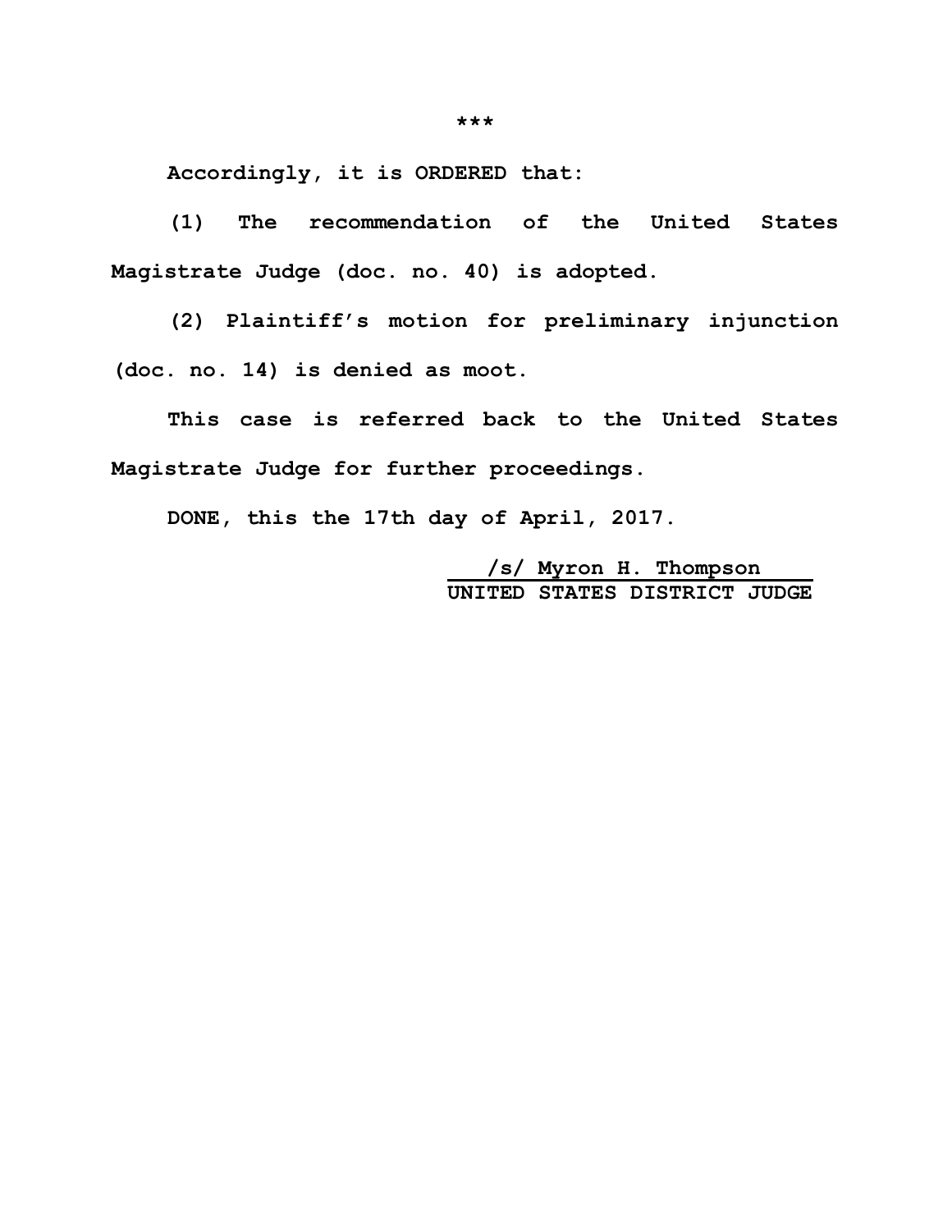***

Accordingly, it is ORDERED that:

(1) The recommendation of the United States Magistrate Judge (doc. no. 40) is adopted.

(2) Plaintiff's motion for preliminary injunction (doc. no. 14) is denied as moot.

This case is referred back to the United States Magistrate Judge for further proceedings.

DONE, this the 17th day of April, 2017.

/s/ Myron H. Thompson
UNITED STATES DISTRICT JUDGE